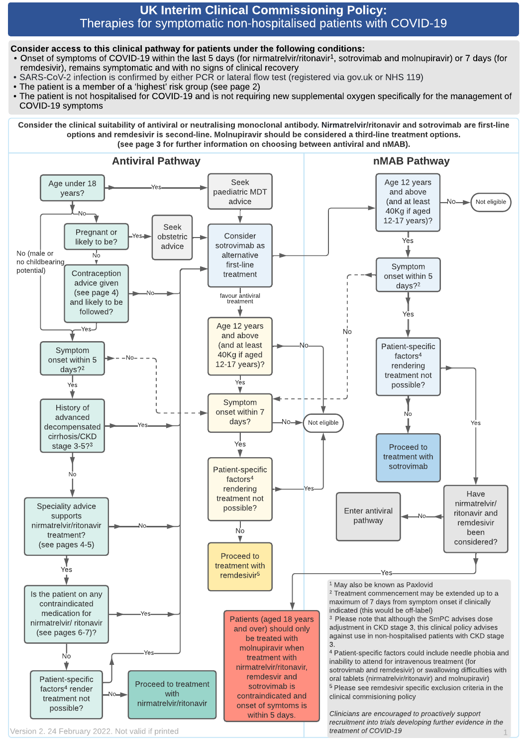# UK Interim Clinical Commissioning Policy:
## Therapies for symptomatic non-hospitalised patients with COVID-19

**Consider access to this clinical pathway for patients under the following conditions:**

- Onset of symptoms of COVID-19 within the last 5 days (for nirmatrelvir/ritonavir[1], sotrovimab and molnupiravir) or 7 days (for remdesivir), remains symptomatic and with no signs of clinical recovery
- SARS-CoV-2 infection is confirmed by either PCR or lateral flow test (registered via gov.uk or NHS 119)
- The patient is a member of a 'highest' risk group (see page 2)
- The patient is not hospitalised for COVID-19 and is not requiring new supplemental oxygen specifically for the management of COVID-19 symptoms

**Consider the clinical suitability of antiviral or neutralising monoclonal antibody. Nirmatrelvir/ritonavir and sotrovimab are first-line options and remdesivir is second-line. Molnupiravir should be considered a third-line treatment options. (see page 3 for further information on choosing between antiviral and nMAB).**

### Antiviral Pathway

- Age under 18 years?
  - Yes → Seek paediatric MDT advice → Consider sotrovimab as alternative first-line treatment
  - No → Pregnant or likely to be?
    - No (male or no childbearing potential) → Symptom onset within 5 days?[2]
    - Yes → Seek obstetric advice → Consider sotrovimab as alternative first-line treatment
    - No → Contraception advice given (see page 4) and likely to be followed?
      - No → Consider sotrovimab as alternative first-line treatment
      - Yes → Symptom onset within 5 days?[2]
- Symptom onset within 5 days?[2]
  - No → Symptom onset within 7 days?
  - Yes → History of advanced decompensated cirrhosis/CKD stage 3-5?[3]
    - Yes → Consider sotrovimab as alternative first-line treatment
    - No → Speciality advice supports nirmatrelvir/ritonavir treatment? (see pages 4-5)
      - No → Consider sotrovimab as alternative first-line treatment
      - Yes → Is the patient on any contraindicated medication for nirmatrelvir/ ritonavir (see pages 6-7)?
        - Yes → Consider sotrovimab as alternative first-line treatment
        - No → Patient-specific factors[4] render treatment not possible?
          - Yes → Consider sotrovimab as alternative first-line treatment
          - No → Proceed to treatment with nirmatrelvir/ritonavir
- Consider sotrovimab as alternative first-line treatment
  - → nMAB Pathway (Age 12 years and above...)
  - favour antiviral treatment → Age 12 years and above (and at least 40Kg if aged 12-17 years)?
    - No → Not eligible
    - Yes → Symptom onset within 7 days?
      - No → Not eligible
      - Yes → Patient-specific factors[4] rendering treatment not possible?
        - Yes → Not eligible
        - No → Proceed to treatment with remdesivir[5]

### nMAB Pathway

- Age 12 years and above (and at least 40Kg if aged 12-17 years)?
  - No → Not eligible
  - Yes → Symptom onset within 5 days?[2]
    - No → Symptom onset within 7 days? (Antiviral pathway)
    - Yes → Patient-specific factors[4] rendering treatment not possible?
      - No → Proceed to treatment with sotrovimab
      - Yes → Have nirmatrelvir/ ritonavir and remdesivir been considered?
        - No → Enter antiviral pathway
        - Yes → Patients (aged 18 years and over) should only be treated with molnupiravir when treatment with nirmatrelvir/ritonavir, remdesvir and sotrovimab is contraindicated and onset of symptoms is within 5 days.

[1] May also be known as Paxlovid

[2] Treatment commencement may be extended up to a maximum of 7 days from symptom onset if clinically indicated (this would be off-label)

[3] Please note that although the SmPC advises dose adjustment in CKD stage 3, this clinical policy advises against use in non-hospitalised patients with CKD stage 3.

[4] Patient-specific factors could include needle phobia and inability to attend for intravenous treatment (for sotrovimab and remdesivir) or swallowing difficulties with oral tablets (nirmatrelvir/ritonavir) and molnupiravir)

[5] Please see remdesivir specific exclusion criteria in the clinical commisioning policy

*Clinicians are encouraged to proactively support recruitment into trials developing further evidence in the treatment of COVID-19*

Version 2. 24 February 2022. Not valid if printed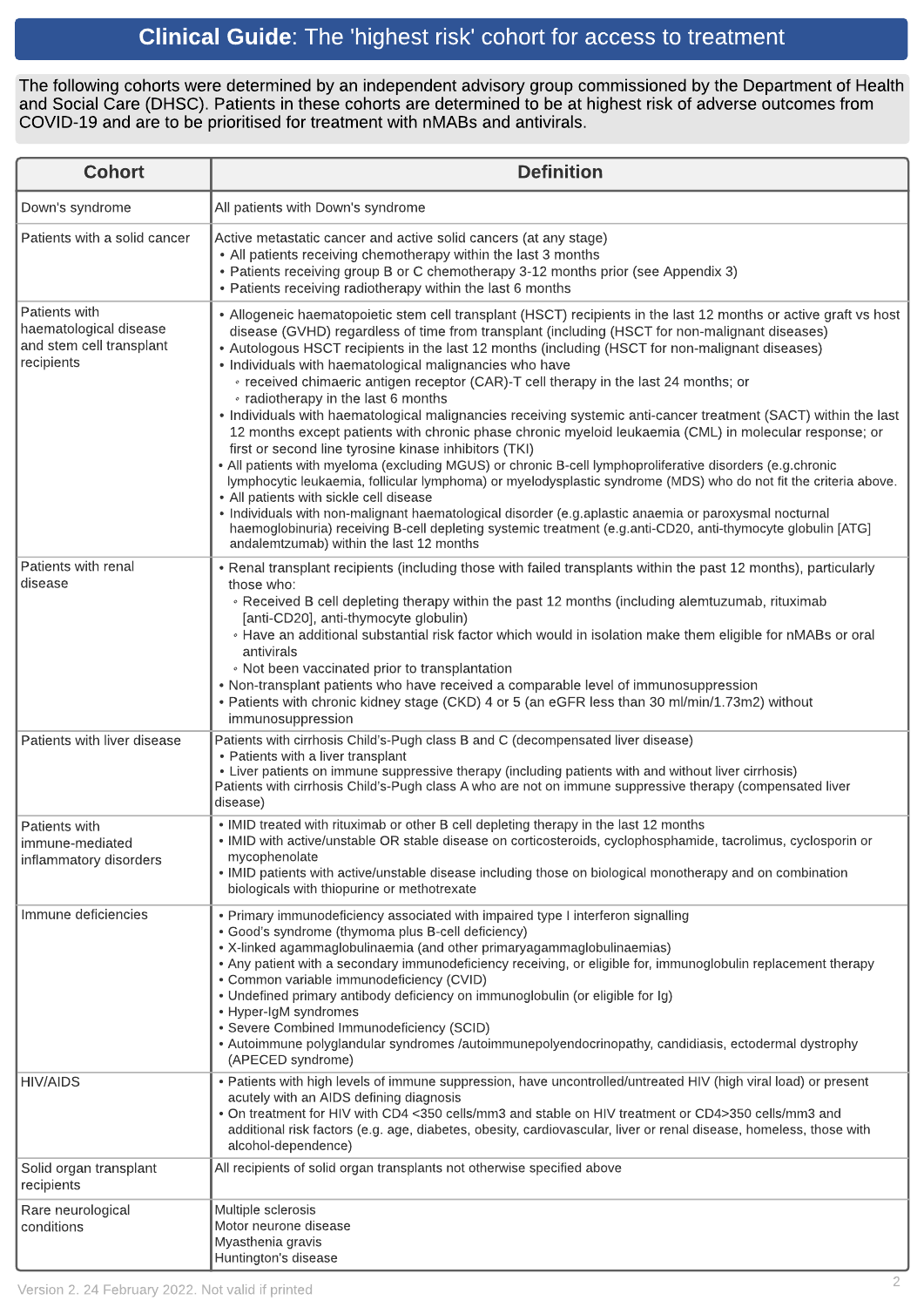# **Clinical Guide**: The 'highest risk' cohort for access to treatment

The following cohorts were determined by an independent advisory group commissioned by the Department of Health and Social Care (DHSC). Patients in these cohorts are determined to be at highest risk of adverse outcomes from COVID-19 and are to be prioritised for treatment with nMABs and antivirals.

| Cohort | Definition |
|---|---|
| Down's syndrome | All patients with Down's syndrome |
| Patients with a solid cancer | Active metastatic cancer and active solid cancers (at any stage)<br>• All patients receiving chemotherapy within the last 3 months<br>• Patients receiving group B or C chemotherapy 3-12 months prior (see Appendix 3)<br>• Patients receiving radiotherapy within the last 6 months |
| Patients with haematological disease and stem cell transplant recipients | • Allogeneic haematopoietic stem cell transplant (HSCT) recipients in the last 12 months or active graft vs host disease (GVHD) regardless of time from transplant (including HSCT for non-malignant diseases)<br>• Autologous HSCT recipients in the last 12 months (including HSCT for non-malignant diseases)<br>• Individuals with haematological malignancies who have<br>&nbsp;&nbsp;◦ received chimaeric antigen receptor (CAR)-T cell therapy in the last 24 months; or<br>&nbsp;&nbsp;◦ radiotherapy in the last 6 months<br>• Individuals with haematological malignancies receiving systemic anti-cancer treatment (SACT) within the last 12 months except patients with chronic phase chronic myeloid leukaemia (CML) in molecular response; or first or second line tyrosine kinase inhibitors (TKI)<br>• All patients with myeloma (excluding MGUS) or chronic B-cell lymphoproliferative disorders (e.g.chronic lymphocytic leukaemia, follicular lymphoma) or myelodysplastic syndrome (MDS) who do not fit the criteria above.<br>• All patients with sickle cell disease<br>• Individuals with non-malignant haematological disorder (e.g.aplastic anaemia or paroxysmal nocturnal haemoglobinuria) receiving B-cell depleting systemic treatment (e.g.anti-CD20, anti-thymocyte globulin [ATG] andalemtuzumab) within the last 12 months |
| Patients with renal disease | • Renal transplant recipients (including those with failed transplants within the past 12 months), particularly those who:<br>&nbsp;&nbsp;◦ Received B cell depleting therapy within the past 12 months (including alemtuzumab, rituximab [anti-CD20], anti-thymocyte globulin)<br>&nbsp;&nbsp;◦ Have an additional substantial risk factor which would in isolation make them eligible for nMABs or oral antivirals<br>&nbsp;&nbsp;◦ Not been vaccinated prior to transplantation<br>• Non-transplant patients who have received a comparable level of immunosuppression<br>• Patients with chronic kidney stage (CKD) 4 or 5 (an eGFR less than 30 ml/min/1.73m2) without immunosuppression |
| Patients with liver disease | Patients with cirrhosis Child's-Pugh class B and C (decompensated liver disease)<br>• Patients with a liver transplant<br>• Liver patients on immune suppressive therapy (including patients with and without liver cirrhosis)<br>Patients with cirrhosis Child's-Pugh class A who are not on immune suppressive therapy (compensated liver disease) |
| Patients with immune-mediated inflammatory disorders | • IMID treated with rituximab or other B cell depleting therapy in the last 12 months<br>• IMID with active/unstable OR stable disease on corticosteroids, cyclophosphamide, tacrolimus, cyclosporin or mycophenolate<br>• IMID patients with active/unstable disease including those on biological monotherapy and on combination biologicals with thiopurine or methotrexate |
| Immune deficiencies | • Primary immunodeficiency associated with impaired type I interferon signalling<br>• Good's syndrome (thymoma plus B-cell deficiency)<br>• X-linked agammaglobulinaemia (and other primaryagammaglobulinaemias)<br>• Any patient with a secondary immunodeficiency receiving, or eligible for, immunoglobulin replacement therapy<br>• Common variable immunodeficiency (CVID)<br>• Undefined primary antibody deficiency on immunoglobulin (or eligible for Ig)<br>• Hyper-IgM syndromes<br>• Severe Combined Immunodeficiency (SCID)<br>• Autoimmune polyglandular syndromes /autoimmunepolyendocrinopathy, candidiasis, ectodermal dystrophy (APECED syndrome) |
| HIV/AIDS | • Patients with high levels of immune suppression, have uncontrolled/untreated HIV (high viral load) or present acutely with an AIDS defining diagnosis<br>• On treatment for HIV with CD4 <350 cells/mm3 and stable on HIV treatment or CD4>350 cells/mm3 and additional risk factors (e.g. age, diabetes, obesity, cardiovascular, liver or renal disease, homeless, those with alcohol-dependence) |
| Solid organ transplant recipients | All recipients of solid organ transplants not otherwise specified above |
| Rare neurological conditions | Multiple sclerosis<br>Motor neurone disease<br>Myasthenia gravis<br>Huntington's disease |

Version 2. 24 February 2022. Not valid if printed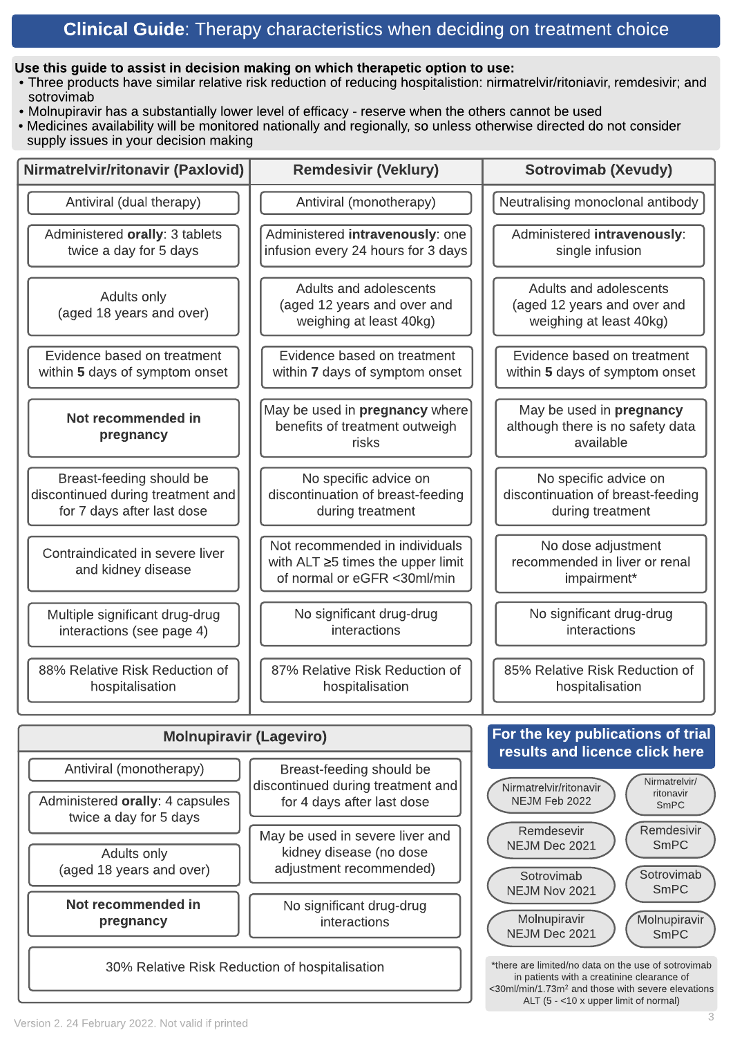# **Clinical Guide**: Therapy characteristics when deciding on treatment choice

**Use this guide to assist in decision making on which therapeutic option to use:**

- Three products have similar relative risk reduction of reducing hospitalistion: nirmatrelvir/ritoniavir, remdesivir; and sotrovimab
- Molnupiravir has a substantially lower level of efficacy - reserve when the others cannot be used
- Medicines availability will be monitored nationally and regionally, so unless otherwise directed do not consider supply issues in your decision making

| Nirmatrelvir/ritonavir (Paxlovid) | Remdesivir (Veklury) | Sotrovimab (Xevudy) |
|---|---|---|
| Antiviral (dual therapy) | Antiviral (monotherapy) | Neutralising monoclonal antibody |
| Administered **orally**: 3 tablets twice a day for 5 days | Administered **intravenously**: one infusion every 24 hours for 3 days | Administered **intravenously**: single infusion |
| Adults only (aged 18 years and over) | Adults and adolescents (aged 12 years and over and weighing at least 40kg) | Adults and adolescents (aged 12 years and over and weighing at least 40kg) |
| Evidence based on treatment within **5** days of symptom onset | Evidence based on treatment within **7** days of symptom onset | Evidence based on treatment within **5** days of symptom onset |
| **Not recommended in pregnancy** | May be used in **pregnancy** where benefits of treatment outweigh risks | May be used in **pregnancy** although there is no safety data available |
| Breast-feeding should be discontinued during treatment and for 7 days after last dose | No specific advice on discontinuation of breast-feeding during treatment | No specific advice on discontinuation of breast-feeding during treatment |
| Contraindicated in severe liver and kidney disease | Not recommended in individuals with ALT ≥5 times the upper limit of normal or eGFR <30ml/min | No dose adjustment recommended in liver or renal impairment* |
| Multiple significant drug-drug interactions (see page 4) | No significant drug-drug interactions | No significant drug-drug interactions |
| 88% Relative Risk Reduction of hospitalisation | 87% Relative Risk Reduction of hospitalisation | 85% Relative Risk Reduction of hospitalisation |

## Molnupiravir (Lageviro)

- Antiviral (monotherapy)
- Administered **orally**: 4 capsules twice a day for 5 days
- Adults only (aged 18 years and over)
- **Not recommended in pregnancy**
- Breast-feeding should be discontinued during treatment and for 4 days after last dose
- May be used in severe liver and kidney disease (no dose adjustment recommended)
- No significant drug-drug interactions
- 30% Relative Risk Reduction of hospitalisation

## For the key publications of trial results and licence click here

- Nirmatrelvir/ritonavir NEJM Feb 2022
- Nirmatrelvir/ritonavir SmPC
- Remdesevir NEJM Dec 2021
- Remdesivir SmPC
- Sotrovimab NEJM Nov 2021
- Sotrovimab SmPC
- Molnupiravir NEJM Dec 2021
- Molnupiravir SmPC

*there are limited/no data on the use of sotrovimab in patients with a creatinine clearance of <30ml/min/1.73m$^2$ and those with severe elevations ALT (5 - <10 x upper limit of normal)

Version 2. 24 February 2022. Not valid if printed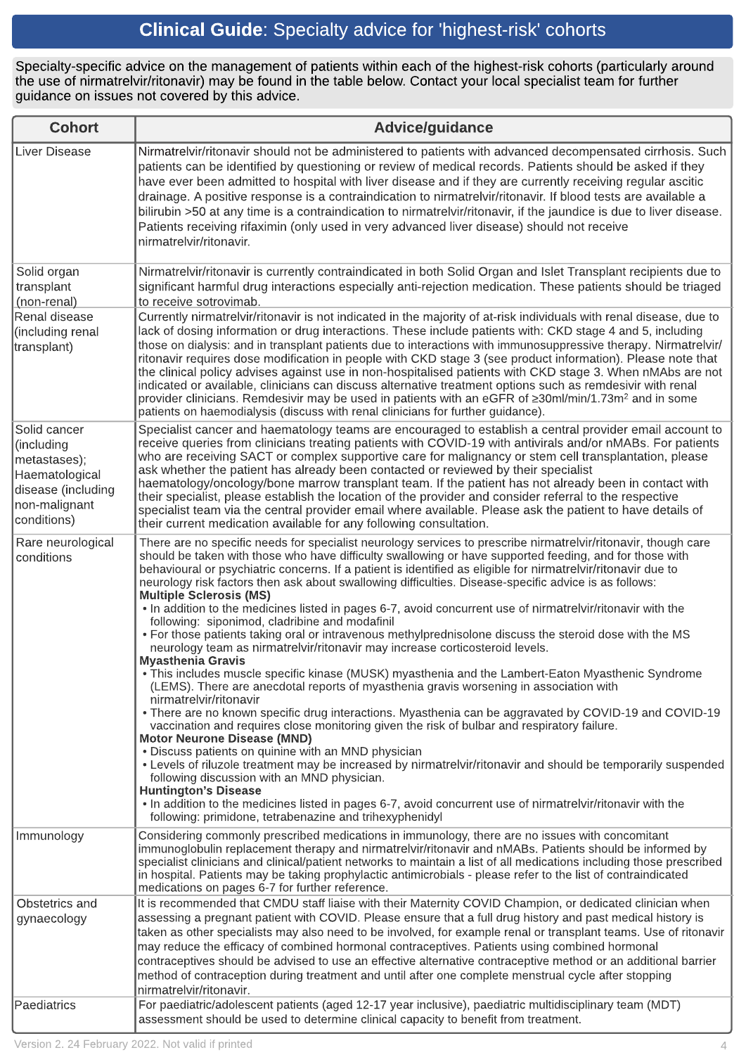# Clinical Guide: Specialty advice for 'highest-risk' cohorts

Specialty-specific advice on the management of patients within each of the highest-risk cohorts (particularly around the use of nirmatrelvir/ritonavir) may be found in the table below. Contact your local specialist team for further guidance on issues not covered by this advice.

| Cohort | Advice/guidance |
|---|---|
| Liver Disease | Nirmatrelvir/ritonavir should not be administered to patients with advanced decompensated cirrhosis. Such patients can be identified by questioning or review of medical records. Patients should be asked if they have ever been admitted to hospital with liver disease and if they are currently receiving regular ascitic drainage. A positive response is a contraindication to nirmatrelvir/ritonavir. If blood tests are available a bilirubin >50 at any time is a contraindication to nirmatrelvir/ritonavir, if the jaundice is due to liver disease. Patients receiving rifaximin (only used in very advanced liver disease) should not receive nirmatrelvir/ritonavir. |
| Solid organ transplant (non-renal) | Nirmatrelvir/ritonavir is currently contraindicated in both Solid Organ and Islet Transplant recipients due to significant harmful drug interactions especially anti-rejection medication. These patients should be triaged to receive sotrovimab. |
| Renal disease (including renal transplant) | Currently nirmatrelvir/ritonavir is not indicated in the majority of at-risk individuals with renal disease, due to lack of dosing information or drug interactions. These include patients with: CKD stage 4 and 5, including those on dialysis: and in transplant patients due to interactions with immunosuppressive therapy. Nirmatrelvir/ritonavir requires dose modification in people with CKD stage 3 (see product information). Please note that the clinical policy advises against use in non-hospitalised patients with CKD stage 3. When nMAbs are not indicated or available, clinicians can discuss alternative treatment options such as remdesivir with renal provider clinicians. Remdesivir may be used in patients with an eGFR of ≥30ml/min/1.73m$^2$ and in some patients on haemodialysis (discuss with renal clinicians for further guidance). |
| Solid cancer (including metastases); Haematological disease (including non-malignant conditions) | Specialist cancer and haematology teams are encouraged to establish a central provider email account to receive queries from clinicians treating patients with COVID-19 with antivirals and/or nMABs. For patients who are receiving SACT or complex supportive care for malignancy or stem cell transplantation, please ask whether the patient has already been contacted or reviewed by their specialist haematology/oncology/bone marrow transplant team. If the patient has not already been in contact with their specialist, please establish the location of the provider and consider referral to the respective specialist team via the central provider email where available. Please ask the patient to have details of their current medication available for any following consultation. |
| Rare neurological conditions | There are no specific needs for specialist neurology services to prescribe nirmatrelvir/ritonavir, though care should be taken with those who have difficulty swallowing or have supported feeding, and for those with behavioural or psychiatric concerns. If a patient is identified as eligible for nirmatrelvir/ritonavir due to neurology risk factors then ask about swallowing difficulties. Disease-specific advice is as follows:<br>**Multiple Sclerosis (MS)**<br>• In addition to the medicines listed in pages 6-7, avoid concurrent use of nirmatrelvir/ritonavir with the following: siponimod, cladribine and modafinil<br>• For those patients taking oral or intravenous methylprednisolone discuss the steroid dose with the MS neurology team as nirmatrelvir/ritonavir may increase corticosteroid levels.<br>**Myasthenia Gravis**<br>• This includes muscle specific kinase (MUSK) myasthenia and the Lambert-Eaton Myasthenic Syndrome (LEMS). There are anecdotal reports of myasthenia gravis worsening in association with nirmatrelvir/ritonavir<br>• There are no known specific drug interactions. Myasthenia can be aggravated by COVID-19 and COVID-19 vaccination and requires close monitoring given the risk of bulbar and respiratory failure.<br>**Motor Neurone Disease (MND)**<br>• Discuss patients on quinine with an MND physician<br>• Levels of riluzole treatment may be increased by nirmatrelvir/ritonavir and should be temporarily suspended following discussion with an MND physician.<br>**Huntington's Disease**<br>• In addition to the medicines listed in pages 6-7, avoid concurrent use of nirmatrelvir/ritonavir with the following: primidone, tetrabenazine and trihexyphenidyl |
| Immunology | Considering commonly prescribed medications in immunology, there are no issues with concomitant immunoglobulin replacement therapy and nirmatrelvir/ritonavir and nMABs. Patients should be informed by specialist clinicians and clinical/patient networks to maintain a list of all medications including those prescribed in hospital. Patients may be taking prophylactic antimicrobials - please refer to the list of contraindicated medications on pages 6-7 for further reference. |
| Obstetrics and gynaecology | It is recommended that CMDU staff liaise with their Maternity COVID Champion, or dedicated clinician when assessing a pregnant patient with COVID. Please ensure that a full drug history and past medical history is taken as other specialists may also need to be involved, for example renal or transplant teams. Use of ritonavir may reduce the efficacy of combined hormonal contraceptives. Patients using combined hormonal contraceptives should be advised to use an effective alternative contraceptive method or an additional barrier method of contraception during treatment and until after one complete menstrual cycle after stopping nirmatrelvir/ritonavir. |
| Paediatrics | For paediatric/adolescent patients (aged 12-17 year inclusive), paediatric multidisciplinary team (MDT) assessment should be used to determine clinical capacity to benefit from treatment. |

Version 2. 24 February 2022. Not valid if printed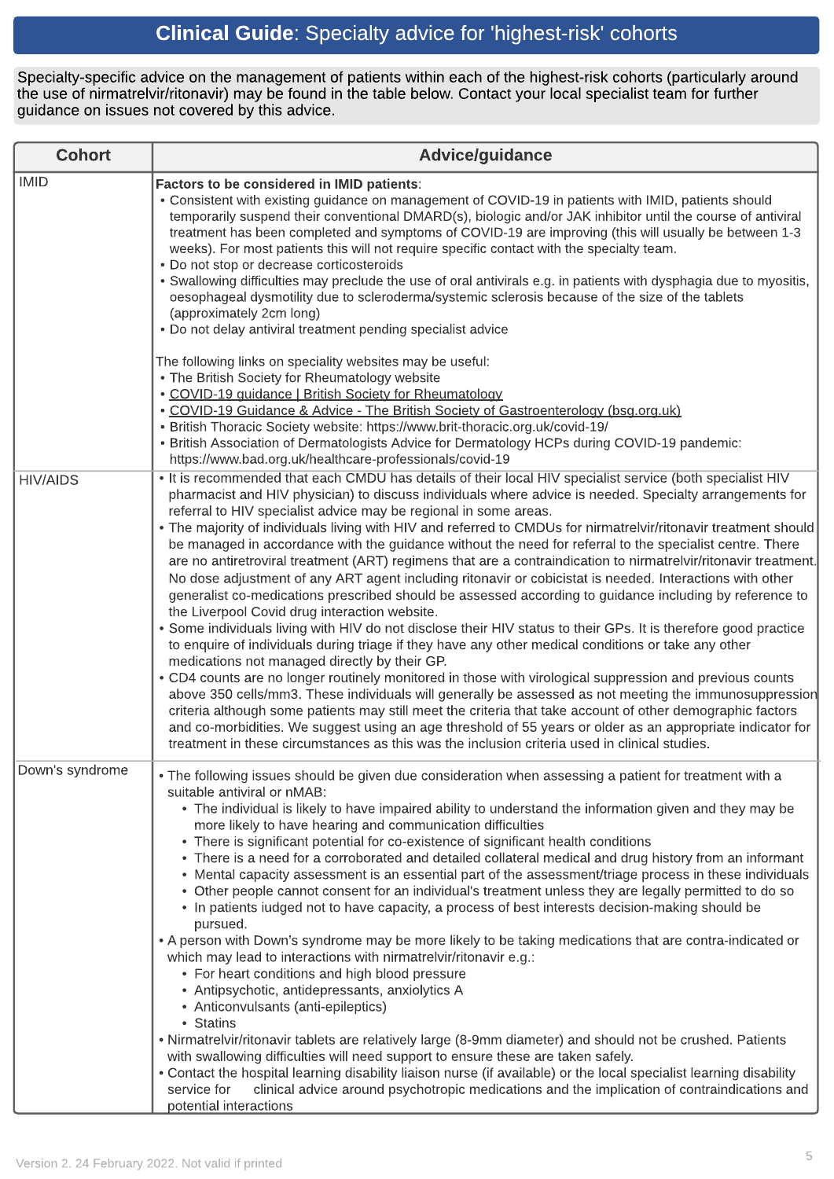# **Clinical Guide**: Specialty advice for 'highest-risk' cohorts

Specialty-specific advice on the management of patients within each of the highest-risk cohorts (particularly around the use of nirmatrelvir/ritonavir) may be found in the table below. Contact your local specialist team for further guidance on issues not covered by this advice.

| Cohort | Advice/guidance |
|---|---|
| IMID | **Factors to be considered in IMID patients**:<br>• Consistent with existing guidance on management of COVID-19 in patients with IMID, patients should temporarily suspend their conventional DMARD(s), biologic and/or JAK inhibitor until the course of antiviral treatment has been completed and symptoms of COVID-19 are improving (this will usually be between 1-3 weeks). For most patients this will not require specific contact with the specialty team.<br>• Do not stop or decrease corticosteroids<br>• Swallowing difficulties may preclude the use of oral antivirals e.g. in patients with dysphagia due to myositis, oesophageal dysmotility due to scleroderma/systemic sclerosis because of the size of the tablets (approximately 2cm long)<br>• Do not delay antiviral treatment pending specialist advice<br><br>The following links on speciality websites may be useful:<br>• The British Society for Rheumatology website<br>• COVID-19 guidance \| British Society for Rheumatology<br>• COVID-19 Guidance & Advice - The British Society of Gastroenterology (bsg.org.uk)<br>• British Thoracic Society website: https://www.brit-thoracic.org.uk/covid-19/<br>• British Association of Dermatologists Advice for Dermatology HCPs during COVID-19 pandemic: https://www.bad.org.uk/healthcare-professionals/covid-19 |
| HIV/AIDS | • It is recommended that each CMDU has details of their local HIV specialist service (both specialist HIV pharmacist and HIV physician) to discuss individuals where advice is needed. Specialty arrangements for referral to HIV specialist advice may be regional in some areas.<br>• The majority of individuals living with HIV and referred to CMDUs for nirmatrelvir/ritonavir treatment should be managed in accordance with the guidance without the need for referral to the specialist centre. There are no antiretroviral treatment (ART) regimens that are a contraindication to nirmatrelvir/ritonavir treatment. No dose adjustment of any ART agent including ritonavir or cobicistat is needed. Interactions with other generalist co-medications prescribed should be assessed according to guidance including by reference to the Liverpool Covid drug interaction website.<br>• Some individuals living with HIV do not disclose their HIV status to their GPs. It is therefore good practice to enquire of individuals during triage if they have any other medical conditions or take any other medications not managed directly by their GP.<br>• CD4 counts are no longer routinely monitored in those with virological suppression and previous counts above 350 cells/mm3. These individuals will generally be assessed as not meeting the immunosuppression criteria although some patients may still meet the criteria that take account of other demographic factors and co-morbidities. We suggest using an age threshold of 55 years or older as an appropriate indicator for treatment in these circumstances as this was the inclusion criteria used in clinical studies. |
| Down's syndrome | • The following issues should be given due consideration when assessing a patient for treatment with a suitable antiviral or nMAB:<br>&nbsp;&nbsp;• The individual is likely to have impaired ability to understand the information given and they may be more likely to have hearing and communication difficulties<br>&nbsp;&nbsp;• There is significant potential for co-existence of significant health conditions<br>&nbsp;&nbsp;• There is a need for a corroborated and detailed collateral medical and drug history from an informant<br>&nbsp;&nbsp;• Mental capacity assessment is an essential part of the assessment/triage process in these individuals<br>&nbsp;&nbsp;• Other people cannot consent for an individual's treatment unless they are legally permitted to do so<br>&nbsp;&nbsp;• In patients judged not to have capacity, a process of best interests decision-making should be pursued.<br>• A person with Down's syndrome may be more likely to be taking medications that are contra-indicated or which may lead to interactions with nirmatrelvir/ritonavir e.g.:<br>&nbsp;&nbsp;• For heart conditions and high blood pressure<br>&nbsp;&nbsp;• Antipsychotic, antidepressants, anxiolytics A<br>&nbsp;&nbsp;• Anticonvulsants (anti-epileptics)<br>&nbsp;&nbsp;• Statins<br>• Nirmatrelvir/ritonavir tablets are relatively large (8-9mm diameter) and should not be crushed. Patients with swallowing difficulties will need support to ensure these are taken safely.<br>• Contact the hospital learning disability liaison nurse (if available) or the local specialist learning disability service for clinical advice around psychotropic medications and the implication of contraindications and potential interactions |

Version 2. 24 February 2022. Not valid if printed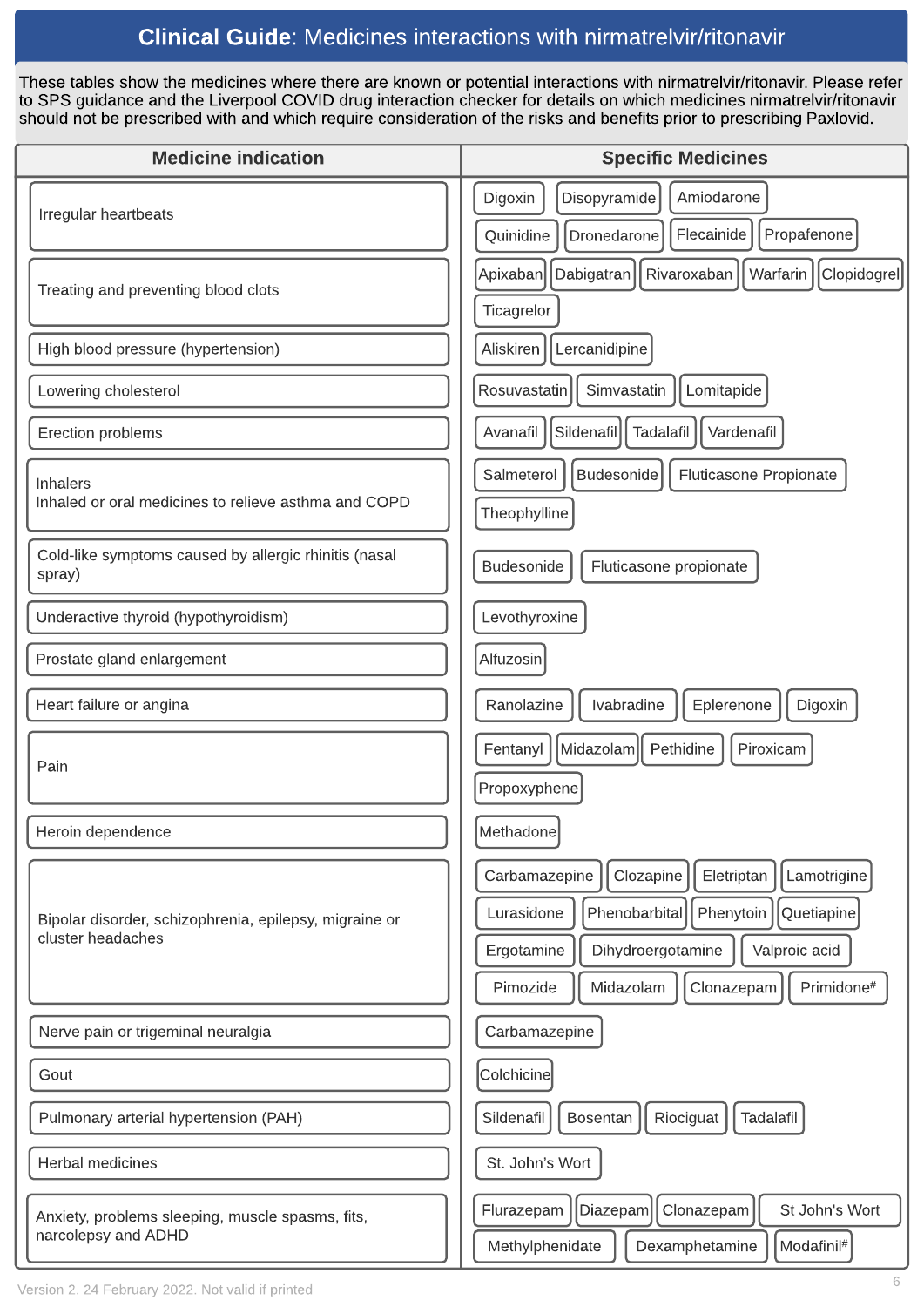# **Clinical Guide**: Medicines interactions with nirmatrelvir/ritonavir

These tables show the medicines where there are known or potential interactions with nirmatrelvir/ritonavir. Please refer to SPS guidance and the Liverpool COVID drug interaction checker for details on which medicines nirmatrelvir/ritonavir should not be prescribed with and which require consideration of the risks and benefits prior to prescribing Paxlovid.

| Medicine indication | Specific Medicines |
| --- | --- |
| Irregular heartbeats | Digoxin, Disopyramide, Amiodarone, Quinidine, Dronedarone, Flecainide, Propafenone |
| Treating and preventing blood clots | Apixaban, Dabigatran, Rivaroxaban, Warfarin, Clopidogrel, Ticagrelor |
| High blood pressure (hypertension) | Aliskiren, Lercanidipine |
| Lowering cholesterol | Rosuvastatin, Simvastatin, Lomitapide |
| Erection problems | Avanafil, Sildenafil, Tadalafil, Vardenafil |
| Inhalers<br>Inhaled or oral medicines to relieve asthma and COPD | Salmeterol, Budesonide, Fluticasone Propionate, Theophylline |
| Cold-like symptoms caused by allergic rhinitis (nasal spray) | Budesonide, Fluticasone propionate |
| Underactive thyroid (hypothyroidism) | Levothyroxine |
| Prostate gland enlargement | Alfuzosin |
| Heart failure or angina | Ranolazine, Ivabradine, Eplerenone, Digoxin |
| Pain | Fentanyl, Midazolam, Pethidine, Piroxicam, Propoxyphene |
| Heroin dependence | Methadone |
| Bipolar disorder, schizophrenia, epilepsy, migraine or cluster headaches | Carbamazepine, Clozapine, Eletriptan, Lamotrigine, Lurasidone, Phenobarbital, Phenytoin, Quetiapine, Ergotamine, Dihydroergotamine, Valproic acid, Pimozide, Midazolam, Clonazepam, Primidone# |
| Nerve pain or trigeminal neuralgia | Carbamazepine |
| Gout | Colchicine |
| Pulmonary arterial hypertension (PAH) | Sildenafil, Bosentan, Riociguat, Tadalafil |
| Herbal medicines | St. John's Wort |
| Anxiety, problems sleeping, muscle spasms, fits, narcolepsy and ADHD | Flurazepam, Diazepam, Clonazepam, St John's Wort, Methylphenidate, Dexamphetamine, Modafinil# |

Version 2. 24 February 2022. Not valid if printed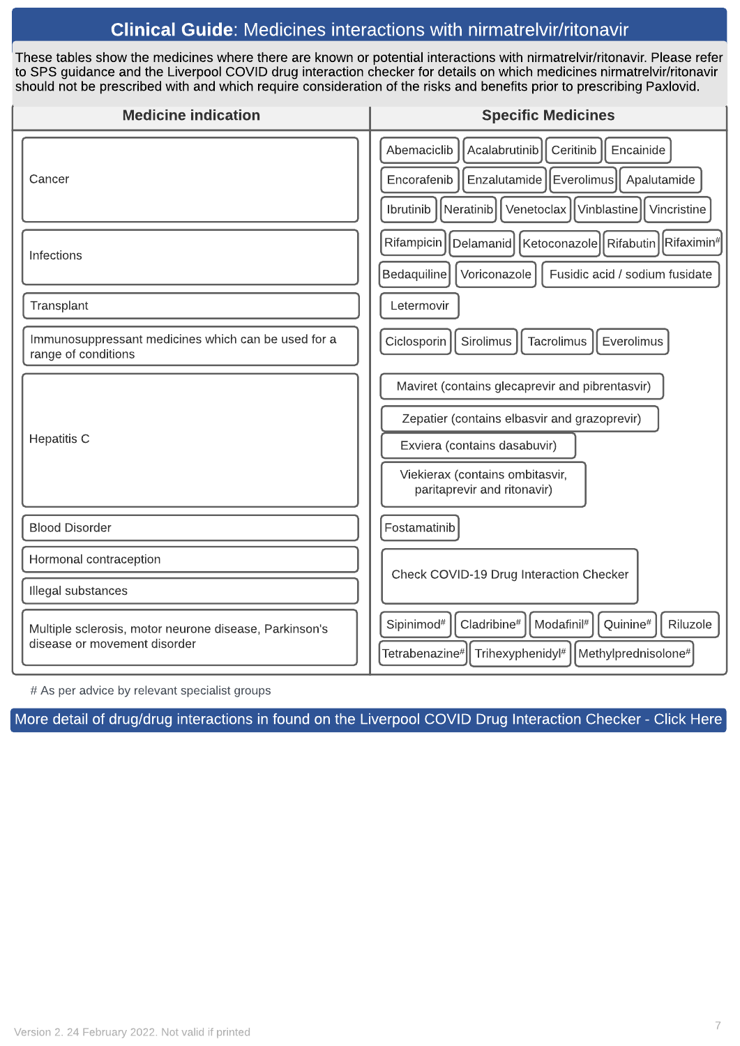# **Clinical Guide**: Medicines interactions with nirmatrelvir/ritonavir

These tables show the medicines where there are known or potential interactions with nirmatrelvir/ritonavir. Please refer to SPS guidance and the Liverpool COVID drug interaction checker for details on which medicines nirmatrelvir/ritonavir should not be prescribed with and which require consideration of the risks and benefits prior to prescribing Paxlovid.

| Medicine indication | Specific Medicines |
|---|---|
| Cancer | Abemaciclib, Acalabrutinib, Ceritinib, Encainide, Encorafenib, Enzalutamide, Everolimus, Apalutamide, Ibrutinib, Neratinib, Venetoclax, Vinblastine, Vincristine |
| Infections | Rifampicin, Delamanid, Ketoconazole, Rifabutin, Rifaximin#, Bedaquiline, Voriconazole, Fusidic acid / sodium fusidate |
| Transplant | Letermovir |
| Immunosuppressant medicines which can be used for a range of conditions | Ciclosporin, Sirolimus, Tacrolimus, Everolimus |
| Hepatitis C | Maviret (contains glecaprevir and pibrentasvir), Zepatier (contains elbasvir and grazoprevir), Exviera (contains dasabuvir), Viekierax (contains ombitasvir, paritaprevir and ritonavir) |
| Blood Disorder | Fostamatinib |
| Hormonal contraception | Check COVID-19 Drug Interaction Checker |
| Illegal substances | Check COVID-19 Drug Interaction Checker |
| Multiple sclerosis, motor neurone disease, Parkinson's disease or movement disorder | Sipinimod#, Cladribine#, Modafinil#, Quinine#, Riluzole, Tetrabenazine#, Trihexyphenidyl#, Methylprednisolone# |

# As per advice by relevant specialist groups

More detail of drug/drug interactions in found on the Liverpool COVID Drug Interaction Checker - Click Here

Version 2. 24 February 2022. Not valid if printed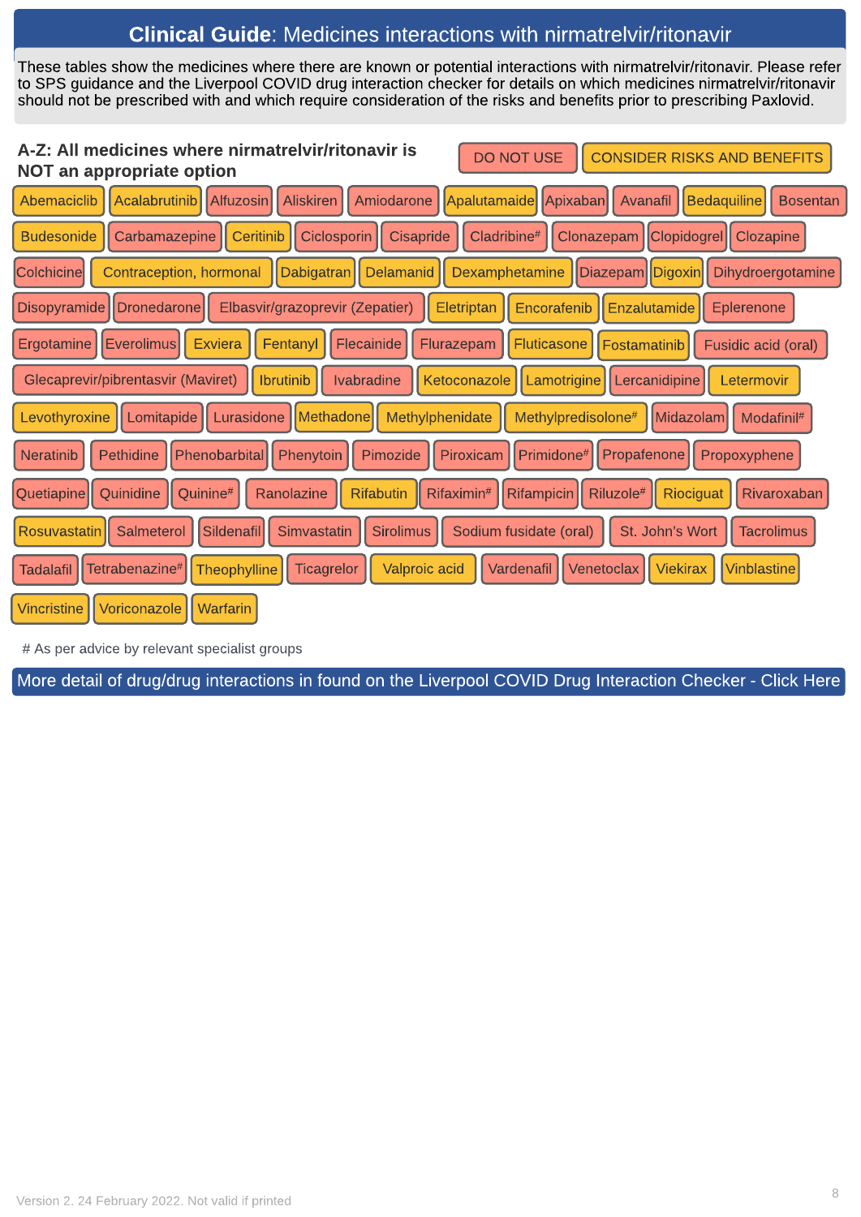# **Clinical Guide**: Medicines interactions with nirmatrelvir/ritonavir

These tables show the medicines where there are known or potential interactions with nirmatrelvir/ritonavir. Please refer to SPS guidance and the Liverpool COVID drug interaction checker for details on which medicines nirmatrelvir/ritonavir should not be prescribed with and which require consideration of the risks and benefits prior to prescribing Paxlovid.

## A-Z: All medicines where nirmatrelvir/ritonavir is NOT an appropriate option

DO NOT USE | CONSIDER RISKS AND BENEFITS

Abemaciclib, Acalabrutinib, Alfuzosin, Aliskiren, Amiodarone, Apalutamaide, Apixaban, Avanafil, Bedaquiline, Bosentan, Budesonide, Carbamazepine, Ceritinib, Ciclosporin, Cisapride, Cladribine#, Clonazepam, Clopidogrel, Clozapine, Colchicine, Contraception, hormonal, Dabigatran, Delamanid, Dexamphetamine, Diazepam, Digoxin, Dihydroergotamine, Disopyramide, Dronedarone, Elbasvir/grazoprevir (Zepatier), Eletriptan, Encorafenib, Enzalutamide, Eplerenone, Ergotamine, Everolimus, Exviera, Fentanyl, Flecainide, Flurazepam, Fluticasone, Fostamatinib, Fusidic acid (oral), Glecaprevir/pibrentasvir (Maviret), Ibrutinib, Ivabradine, Ketoconazole, Lamotrigine, Lercanidipine, Letermovir, Levothyroxine, Lomitapide, Lurasidone, Methadone, Methylphenidate, Methylpredisolone#, Midazolam, Modafinil#, Neratinib, Pethidine, Phenobarbital, Phenytoin, Pimozide, Piroxicam, Primidone#, Propafenone, Propoxyphene, Quetiapine, Quinidine, Quinine#, Ranolazine, Rifabutin, Rifaximin#, Rifampicin, Riluzole#, Riociguat, Rivaroxaban, Rosuvastatin, Salmeterol, Sildenafil, Simvastatin, Sirolimus, Sodium fusidate (oral), St. John's Wort, Tacrolimus, Tadalafil, Tetrabenazine#, Theophylline, Ticagrelor, Valproic acid, Vardenafil, Venetoclax, Viekirax, Vinblastine, Vincristine, Voriconazole, Warfarin

# As per advice by relevant specialist groups

More detail of drug/drug interactions in found on the Liverpool COVID Drug Interaction Checker - Click Here

Version 2. 24 February 2022. Not valid if printed